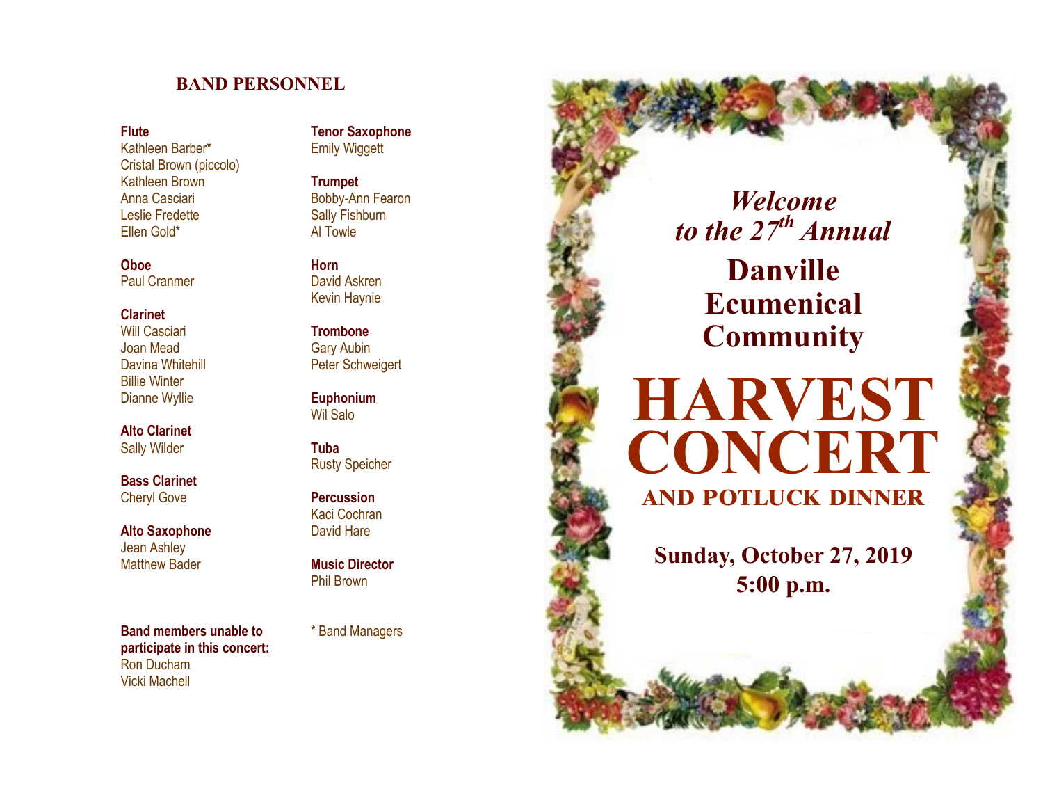## BAND PERSONNEL

**Flute**
Kathleen Barber*
Cristal Brown (piccolo)
Kathleen Brown
Anna Casciari
Leslie Fredette
Ellen Gold*

**Oboe**
Paul Cranmer

**Clarinet**
Will Casciari
Joan Mead
Davina Whitehill
Billie Winter
Dianne Wyllie

**Alto Clarinet**
Sally Wilder

**Bass Clarinet**
Cheryl Gove

**Alto Saxophone**
Jean Ashley
Matthew Bader

**Tenor Saxophone**
Emily Wiggett

**Trumpet**
Bobby-Ann Fearon
Sally Fishburn
Al Towle

**Horn**
David Askren
Kevin Haynie

**Trombone**
Gary Aubin
Peter Schweigert

**Euphonium**
Wil Salo

**Tuba**
Rusty Speicher

**Percussion**
Kaci Cochran
David Hare

**Music Director**
Phil Brown

**Band members unable to participate in this concert:**
Ron Ducham
Vicki Machell

* Band Managers

*Welcome*
*to the 27th Annual*

# Danville Ecumenical Community

# HARVEST CONCERT

## AND POTLUCK DINNER

**Sunday, October 27, 2019**
**5:00 p.m.**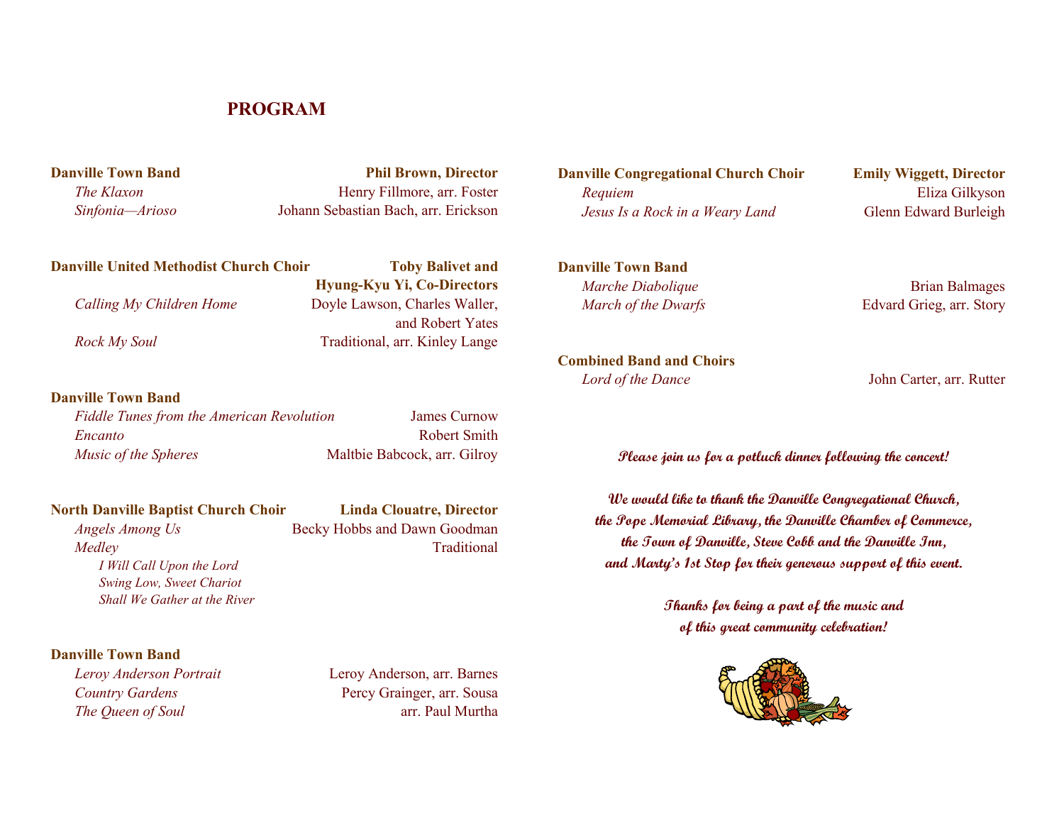## PROGRAM

**Danville Town Band** — **Phil Brown, Director**

- *The Klaxon* — Henry Fillmore, arr. Foster
- *Sinfonia—Arioso* — Johann Sebastian Bach, arr. Erickson

**Danville United Methodist Church Choir** — **Toby Balivet and Hyung-Kyu Yi, Co-Directors**

- *Calling My Children Home* — Doyle Lawson, Charles Waller, and Robert Yates
- *Rock My Soul* — Traditional, arr. Kinley Lange

**Danville Town Band**

- *Fiddle Tunes from the American Revolution* — James Curnow
- *Encanto* — Robert Smith
- *Music of the Spheres* — Maltbie Babcock, arr. Gilroy

**North Danville Baptist Church Choir** — **Linda Clouatre, Director**

- *Angels Among Us* — Becky Hobbs and Dawn Goodman
- *Medley* — Traditional
  - *I Will Call Upon the Lord*
  - *Swing Low, Sweet Chariot*
  - *Shall We Gather at the River*

**Danville Town Band**

- *Leroy Anderson Portrait* — Leroy Anderson, arr. Barnes
- *Country Gardens* — Percy Grainger, arr. Sousa
- *The Queen of Soul* — arr. Paul Murtha

**Danville Congregational Church Choir** — **Emily Wiggett, Director**

- *Requiem* — Eliza Gilkyson
- *Jesus Is a Rock in a Weary Land* — Glenn Edward Burleigh

**Danville Town Band**

- *Marche Diabolique* — Brian Balmages
- *March of the Dwarfs* — Edvard Grieg, arr. Story

**Combined Band and Choirs**

- *Lord of the Dance* — John Carter, arr. Rutter

**Please join us for a potluck dinner following the concert!**

**We would like to thank the Danville Congregational Church, the Pope Memorial Library, the Danville Chamber of Commerce, the Town of Danville, Steve Cobb and the Danville Inn, and Marty's 1st Stop for their generous support of this event.**

**Thanks for being a part of the music and of this great community celebration!**